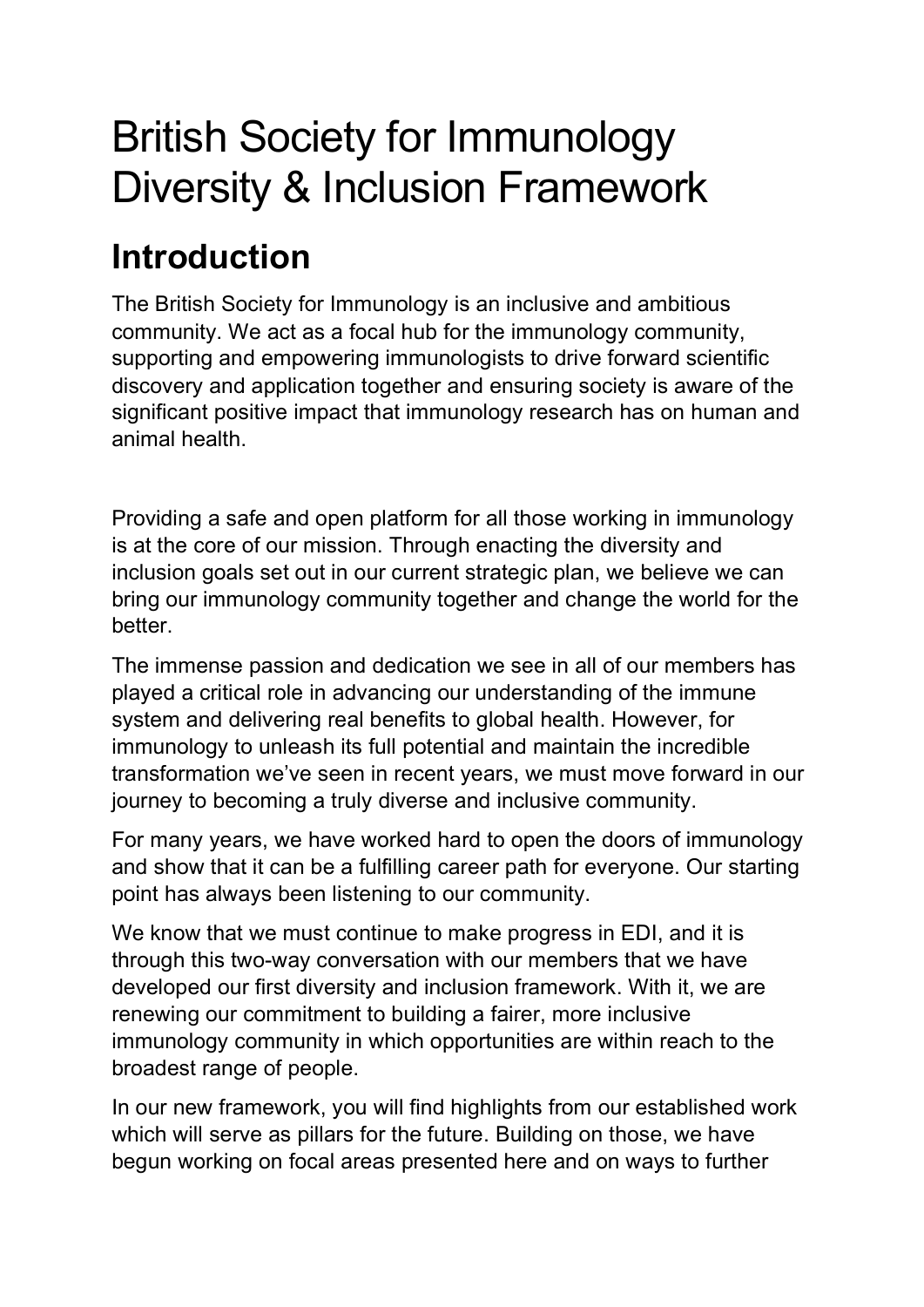# British Society for Immunology Diversity & Inclusion Framework

## Introduction

The British Society for Immunology is an inclusive and ambitious community. We act as a focal hub for the immunology community, supporting and empowering immunologists to drive forward scientific discovery and application together and ensuring society is aware of the significant positive impact that immunology research has on human and animal health.

Providing a safe and open platform for all those working in immunology is at the core of our mission. Through enacting the diversity and inclusion goals set out in our current strategic plan, we believe we can bring our immunology community together and change the world for the better.

The immense passion and dedication we see in all of our members has played a critical role in advancing our understanding of the immune system and delivering real benefits to global health. However, for immunology to unleash its full potential and maintain the incredible transformation we've seen in recent years, we must move forward in our journey to becoming a truly diverse and inclusive community.

For many years, we have worked hard to open the doors of immunology and show that it can be a fulfilling career path for everyone. Our starting point has always been listening to our community.

We know that we must continue to make progress in EDI, and it is through this two-way conversation with our members that we have developed our first diversity and inclusion framework. With it, we are renewing our commitment to building a fairer, more inclusive immunology community in which opportunities are within reach to the broadest range of people.

In our new framework, you will find highlights from our established work which will serve as pillars for the future. Building on those, we have begun working on focal areas presented here and on ways to further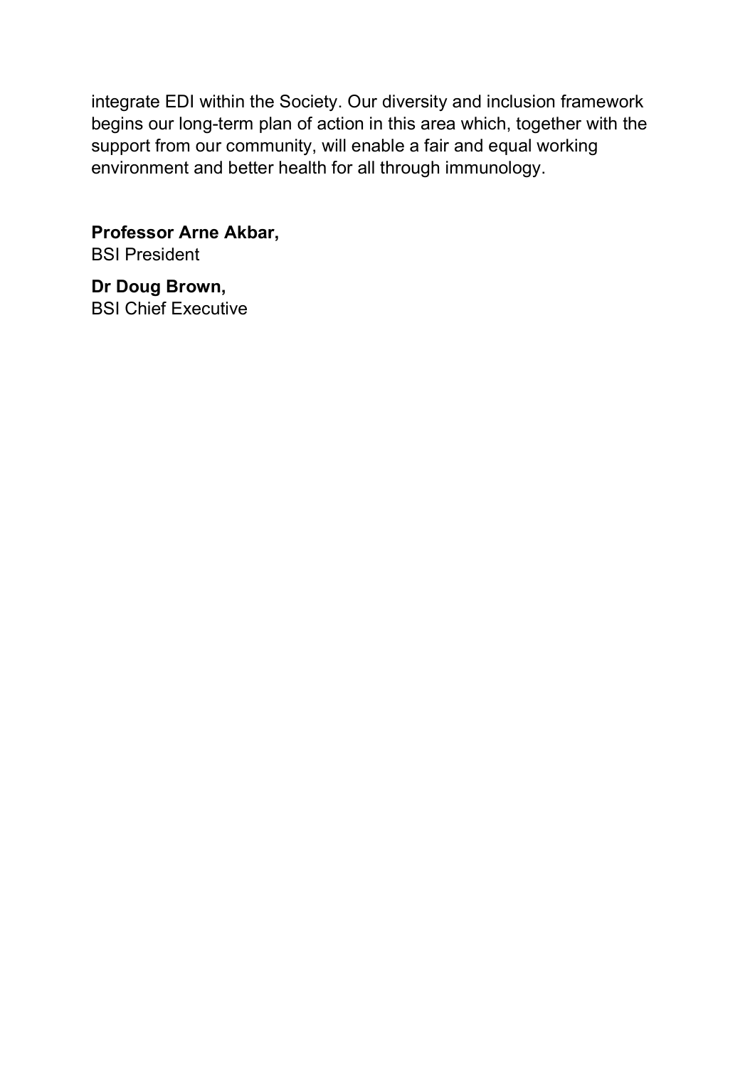integrate EDI within the Society. Our diversity and inclusion framework begins our long-term plan of action in this area which, together with the support from our community, will enable a fair and equal working environment and better health for all through immunology.

**Professor Arne Akbar,**
BSI President

**Dr Doug Brown,**
BSI Chief Executive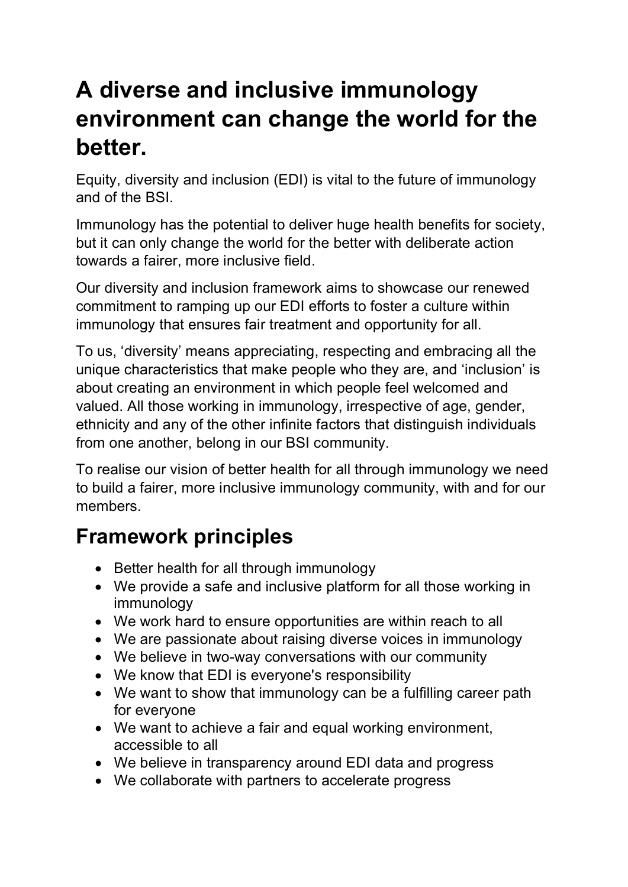# A diverse and inclusive immunology environment can change the world for the better.

Equity, diversity and inclusion (EDI) is vital to the future of immunology and of the BSI.

Immunology has the potential to deliver huge health benefits for society, but it can only change the world for the better with deliberate action towards a fairer, more inclusive field.

Our diversity and inclusion framework aims to showcase our renewed commitment to ramping up our EDI efforts to foster a culture within immunology that ensures fair treatment and opportunity for all.

To us, 'diversity' means appreciating, respecting and embracing all the unique characteristics that make people who they are, and 'inclusion' is about creating an environment in which people feel welcomed and valued. All those working in immunology, irrespective of age, gender, ethnicity and any of the other infinite factors that distinguish individuals from one another, belong in our BSI community.

To realise our vision of better health for all through immunology we need to build a fairer, more inclusive immunology community, with and for our members.

## Framework principles

- Better health for all through immunology
- We provide a safe and inclusive platform for all those working in immunology
- We work hard to ensure opportunities are within reach to all
- We are passionate about raising diverse voices in immunology
- We believe in two-way conversations with our community
- We know that EDI is everyone's responsibility
- We want to show that immunology can be a fulfilling career path for everyone
- We want to achieve a fair and equal working environment, accessible to all
- We believe in transparency around EDI data and progress
- We collaborate with partners to accelerate progress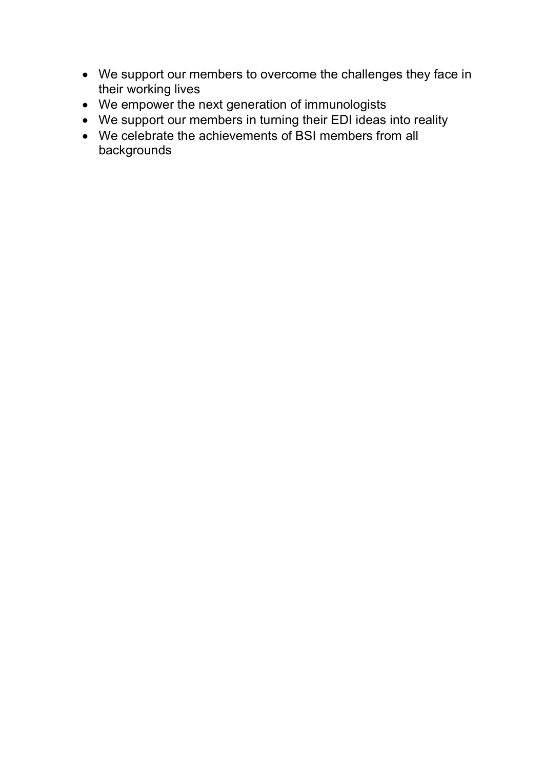- We support our members to overcome the challenges they face in their working lives
- We empower the next generation of immunologists
- We support our members in turning their EDI ideas into reality
- We celebrate the achievements of BSI members from all backgrounds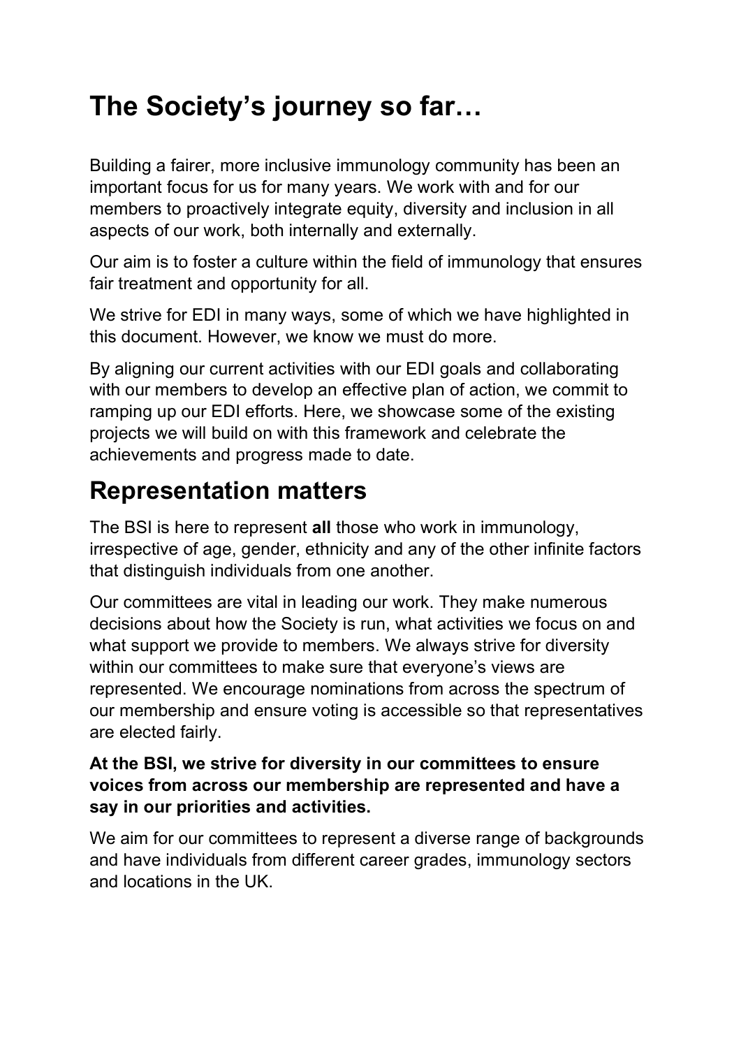# The Society's journey so far…

Building a fairer, more inclusive immunology community has been an important focus for us for many years. We work with and for our members to proactively integrate equity, diversity and inclusion in all aspects of our work, both internally and externally.

Our aim is to foster a culture within the field of immunology that ensures fair treatment and opportunity for all.

We strive for EDI in many ways, some of which we have highlighted in this document. However, we know we must do more.

By aligning our current activities with our EDI goals and collaborating with our members to develop an effective plan of action, we commit to ramping up our EDI efforts. Here, we showcase some of the existing projects we will build on with this framework and celebrate the achievements and progress made to date.

# Representation matters

The BSI is here to represent **all** those who work in immunology, irrespective of age, gender, ethnicity and any of the other infinite factors that distinguish individuals from one another.

Our committees are vital in leading our work. They make numerous decisions about how the Society is run, what activities we focus on and what support we provide to members. We always strive for diversity within our committees to make sure that everyone's views are represented. We encourage nominations from across the spectrum of our membership and ensure voting is accessible so that representatives are elected fairly.

**At the BSI, we strive for diversity in our committees to ensure voices from across our membership are represented and have a say in our priorities and activities.**

We aim for our committees to represent a diverse range of backgrounds and have individuals from different career grades, immunology sectors and locations in the UK.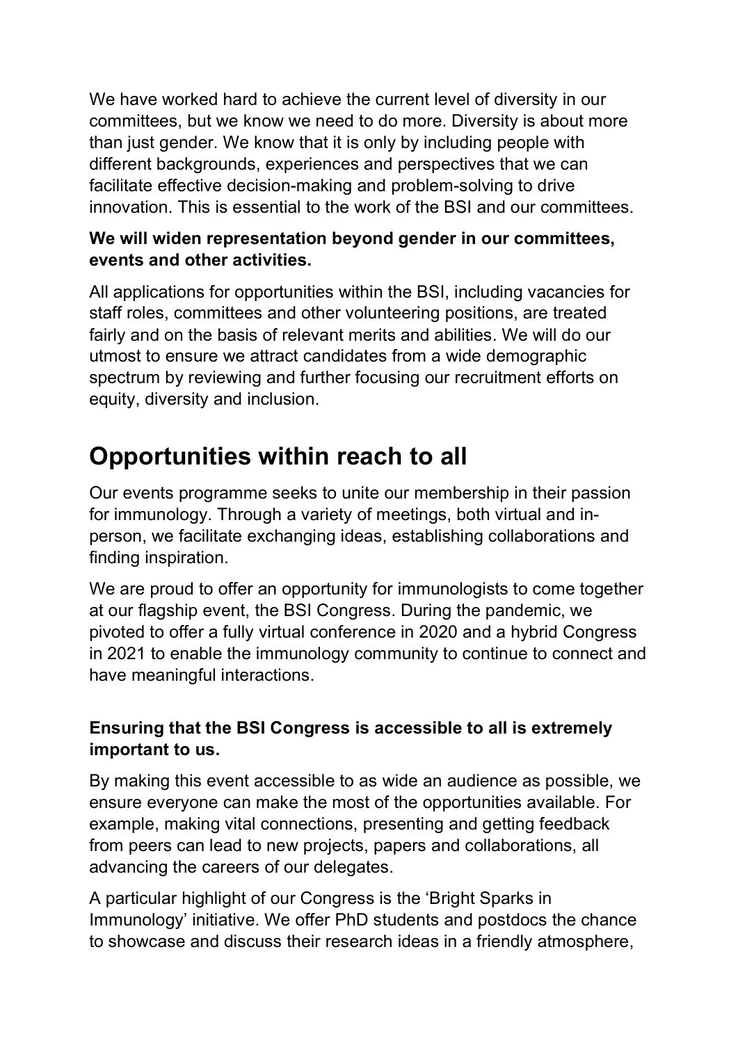We have worked hard to achieve the current level of diversity in our committees, but we know we need to do more. Diversity is about more than just gender. We know that it is only by including people with different backgrounds, experiences and perspectives that we can facilitate effective decision-making and problem-solving to drive innovation. This is essential to the work of the BSI and our committees.

**We will widen representation beyond gender in our committees, events and other activities.**

All applications for opportunities within the BSI, including vacancies for staff roles, committees and other volunteering positions, are treated fairly and on the basis of relevant merits and abilities. We will do our utmost to ensure we attract candidates from a wide demographic spectrum by reviewing and further focusing our recruitment efforts on equity, diversity and inclusion.

# Opportunities within reach to all

Our events programme seeks to unite our membership in their passion for immunology. Through a variety of meetings, both virtual and in-person, we facilitate exchanging ideas, establishing collaborations and finding inspiration.

We are proud to offer an opportunity for immunologists to come together at our flagship event, the BSI Congress. During the pandemic, we pivoted to offer a fully virtual conference in 2020 and a hybrid Congress in 2021 to enable the immunology community to continue to connect and have meaningful interactions.

**Ensuring that the BSI Congress is accessible to all is extremely important to us.**

By making this event accessible to as wide an audience as possible, we ensure everyone can make the most of the opportunities available. For example, making vital connections, presenting and getting feedback from peers can lead to new projects, papers and collaborations, all advancing the careers of our delegates.

A particular highlight of our Congress is the 'Bright Sparks in Immunology' initiative. We offer PhD students and postdocs the chance to showcase and discuss their research ideas in a friendly atmosphere,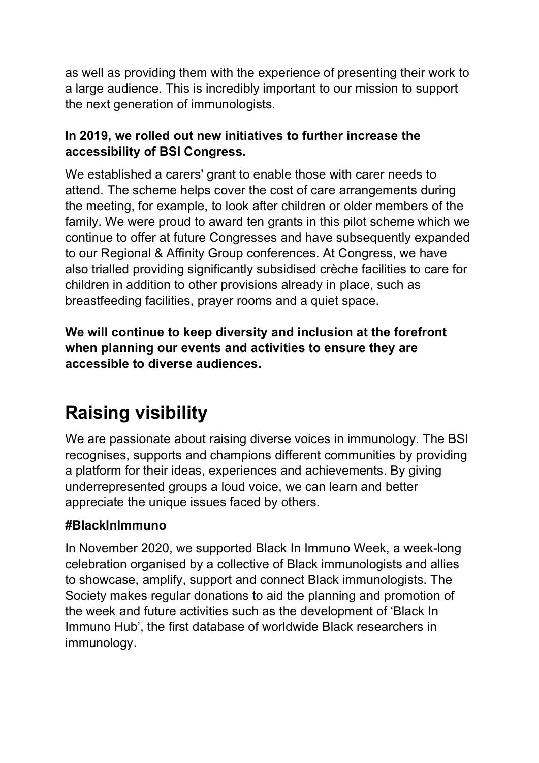as well as providing them with the experience of presenting their work to a large audience. This is incredibly important to our mission to support the next generation of immunologists.

**In 2019, we rolled out new initiatives to further increase the accessibility of BSI Congress.**

We established a carers' grant to enable those with carer needs to attend. The scheme helps cover the cost of care arrangements during the meeting, for example, to look after children or older members of the family. We were proud to award ten grants in this pilot scheme which we continue to offer at future Congresses and have subsequently expanded to our Regional & Affinity Group conferences. At Congress, we have also trialled providing significantly subsidised crèche facilities to care for children in addition to other provisions already in place, such as breastfeeding facilities, prayer rooms and a quiet space.

**We will continue to keep diversity and inclusion at the forefront when planning our events and activities to ensure they are accessible to diverse audiences.**

# Raising visibility

We are passionate about raising diverse voices in immunology. The BSI recognises, supports and champions different communities by providing a platform for their ideas, experiences and achievements. By giving underrepresented groups a loud voice, we can learn and better appreciate the unique issues faced by others.

### #BlackInImmuno

In November 2020, we supported Black In Immuno Week, a week-long celebration organised by a collective of Black immunologists and allies to showcase, amplify, support and connect Black immunologists. The Society makes regular donations to aid the planning and promotion of the week and future activities such as the development of 'Black In Immuno Hub', the first database of worldwide Black researchers in immunology.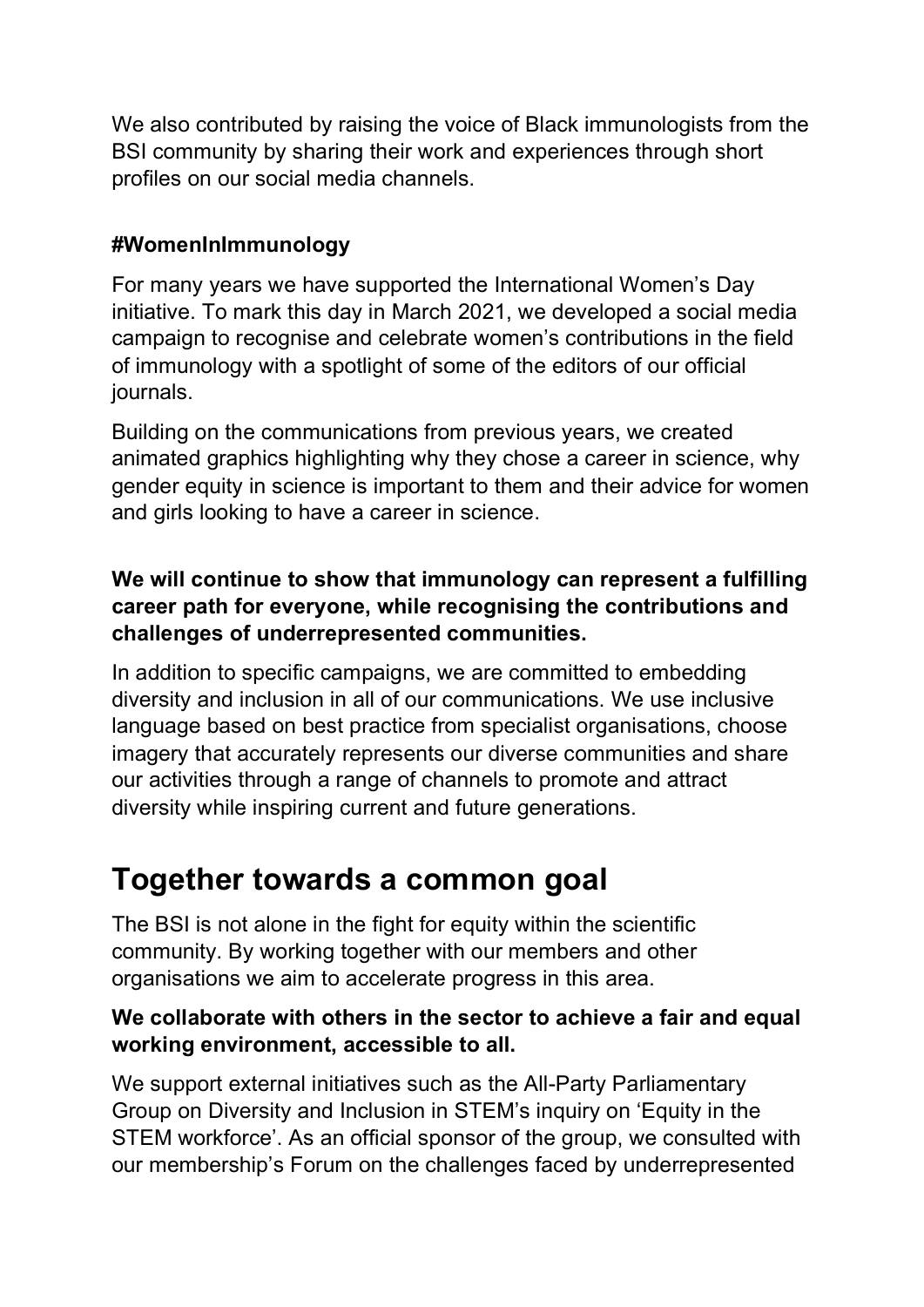We also contributed by raising the voice of Black immunologists from the BSI community by sharing their work and experiences through short profiles on our social media channels.

### #WomenInImmunology

For many years we have supported the International Women's Day initiative. To mark this day in March 2021, we developed a social media campaign to recognise and celebrate women's contributions in the field of immunology with a spotlight of some of the editors of our official journals.

Building on the communications from previous years, we created animated graphics highlighting why they chose a career in science, why gender equity in science is important to them and their advice for women and girls looking to have a career in science.

**We will continue to show that immunology can represent a fulfilling career path for everyone, while recognising the contributions and challenges of underrepresented communities.**

In addition to specific campaigns, we are committed to embedding diversity and inclusion in all of our communications. We use inclusive language based on best practice from specialist organisations, choose imagery that accurately represents our diverse communities and share our activities through a range of channels to promote and attract diversity while inspiring current and future generations.

## Together towards a common goal

The BSI is not alone in the fight for equity within the scientific community. By working together with our members and other organisations we aim to accelerate progress in this area.

**We collaborate with others in the sector to achieve a fair and equal working environment, accessible to all.**

We support external initiatives such as the All-Party Parliamentary Group on Diversity and Inclusion in STEM's inquiry on 'Equity in the STEM workforce'. As an official sponsor of the group, we consulted with our membership's Forum on the challenges faced by underrepresented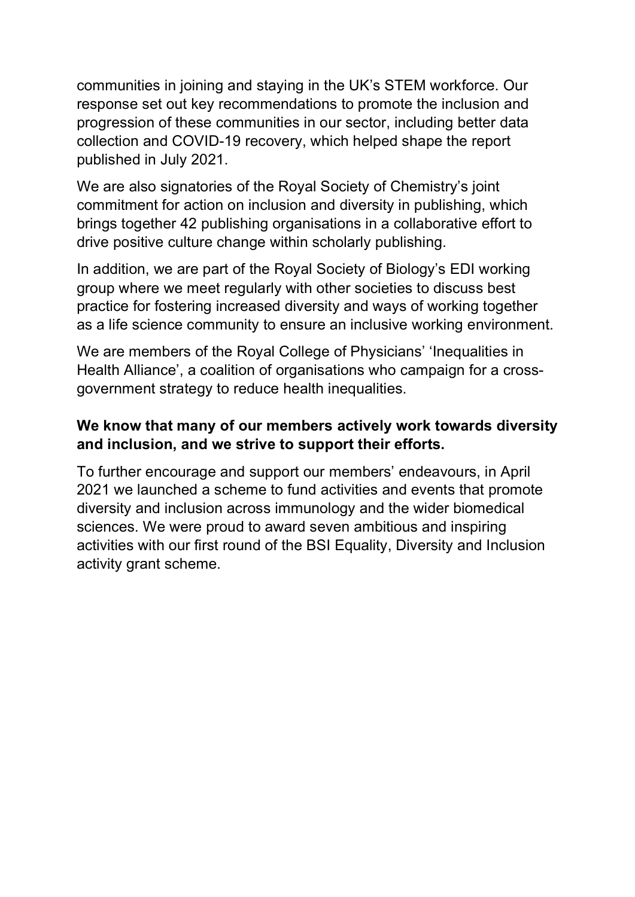communities in joining and staying in the UK's STEM workforce. Our response set out key recommendations to promote the inclusion and progression of these communities in our sector, including better data collection and COVID-19 recovery, which helped shape the report published in July 2021.

We are also signatories of the Royal Society of Chemistry's joint commitment for action on inclusion and diversity in publishing, which brings together 42 publishing organisations in a collaborative effort to drive positive culture change within scholarly publishing.

In addition, we are part of the Royal Society of Biology's EDI working group where we meet regularly with other societies to discuss best practice for fostering increased diversity and ways of working together as a life science community to ensure an inclusive working environment.

We are members of the Royal College of Physicians' 'Inequalities in Health Alliance', a coalition of organisations who campaign for a cross-government strategy to reduce health inequalities.

**We know that many of our members actively work towards diversity and inclusion, and we strive to support their efforts.**

To further encourage and support our members' endeavours, in April 2021 we launched a scheme to fund activities and events that promote diversity and inclusion across immunology and the wider biomedical sciences. We were proud to award seven ambitious and inspiring activities with our first round of the BSI Equality, Diversity and Inclusion activity grant scheme.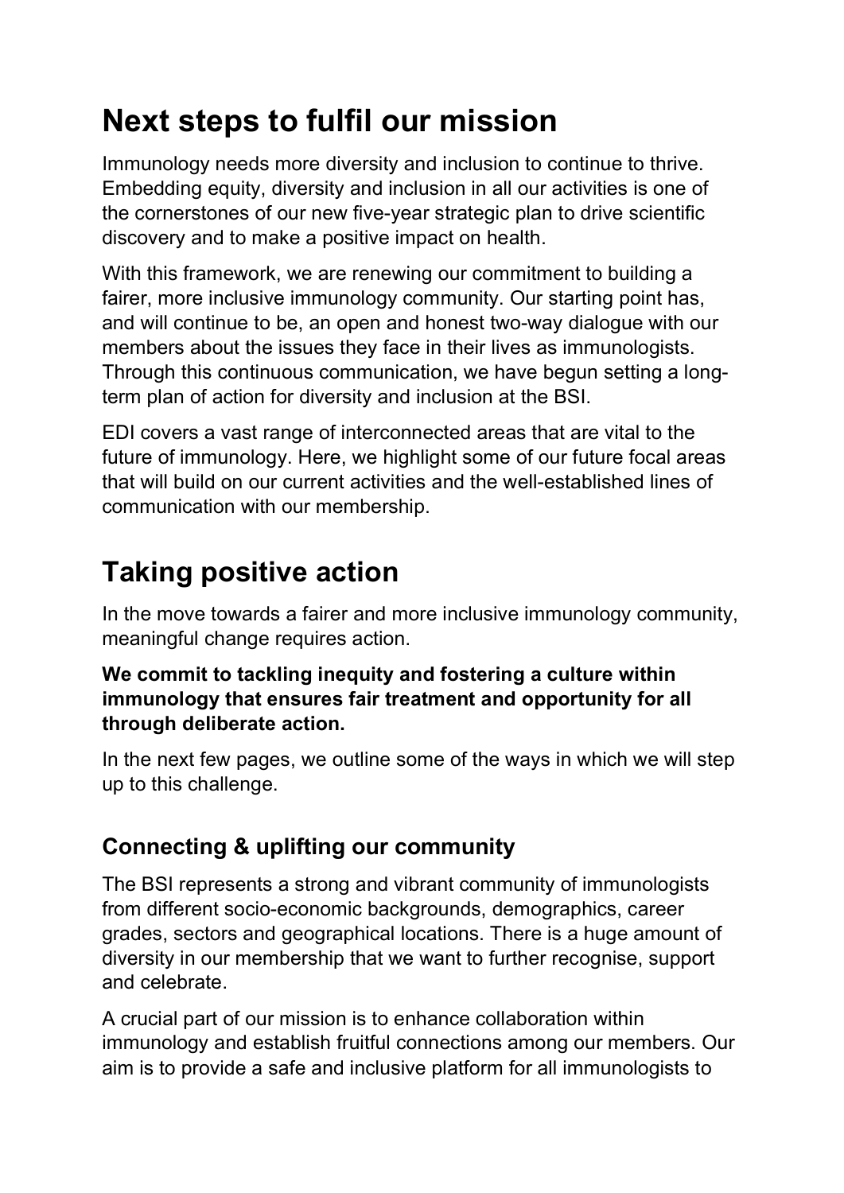# Next steps to fulfil our mission

Immunology needs more diversity and inclusion to continue to thrive. Embedding equity, diversity and inclusion in all our activities is one of the cornerstones of our new five-year strategic plan to drive scientific discovery and to make a positive impact on health.

With this framework, we are renewing our commitment to building a fairer, more inclusive immunology community. Our starting point has, and will continue to be, an open and honest two-way dialogue with our members about the issues they face in their lives as immunologists. Through this continuous communication, we have begun setting a long-term plan of action for diversity and inclusion at the BSI.

EDI covers a vast range of interconnected areas that are vital to the future of immunology. Here, we highlight some of our future focal areas that will build on our current activities and the well-established lines of communication with our membership.

# Taking positive action

In the move towards a fairer and more inclusive immunology community, meaningful change requires action.

**We commit to tackling inequity and fostering a culture within immunology that ensures fair treatment and opportunity for all through deliberate action.**

In the next few pages, we outline some of the ways in which we will step up to this challenge.

## Connecting & uplifting our community

The BSI represents a strong and vibrant community of immunologists from different socio-economic backgrounds, demographics, career grades, sectors and geographical locations. There is a huge amount of diversity in our membership that we want to further recognise, support and celebrate.

A crucial part of our mission is to enhance collaboration within immunology and establish fruitful connections among our members. Our aim is to provide a safe and inclusive platform for all immunologists to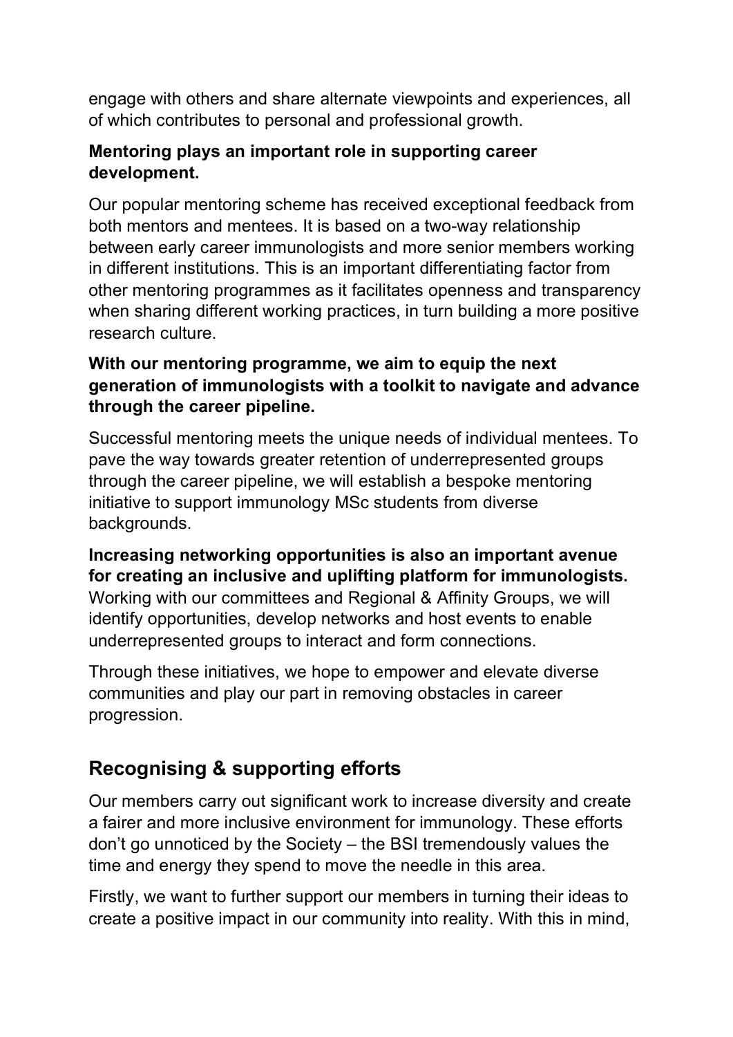engage with others and share alternate viewpoints and experiences, all of which contributes to personal and professional growth.

**Mentoring plays an important role in supporting career development.**

Our popular mentoring scheme has received exceptional feedback from both mentors and mentees. It is based on a two-way relationship between early career immunologists and more senior members working in different institutions. This is an important differentiating factor from other mentoring programmes as it facilitates openness and transparency when sharing different working practices, in turn building a more positive research culture.

**With our mentoring programme, we aim to equip the next generation of immunologists with a toolkit to navigate and advance through the career pipeline.**

Successful mentoring meets the unique needs of individual mentees. To pave the way towards greater retention of underrepresented groups through the career pipeline, we will establish a bespoke mentoring initiative to support immunology MSc students from diverse backgrounds.

**Increasing networking opportunities is also an important avenue for creating an inclusive and uplifting platform for immunologists.** Working with our committees and Regional & Affinity Groups, we will identify opportunities, develop networks and host events to enable underrepresented groups to interact and form connections.

Through these initiatives, we hope to empower and elevate diverse communities and play our part in removing obstacles in career progression.

## Recognising & supporting efforts

Our members carry out significant work to increase diversity and create a fairer and more inclusive environment for immunology. These efforts don't go unnoticed by the Society – the BSI tremendously values the time and energy they spend to move the needle in this area.

Firstly, we want to further support our members in turning their ideas to create a positive impact in our community into reality. With this in mind,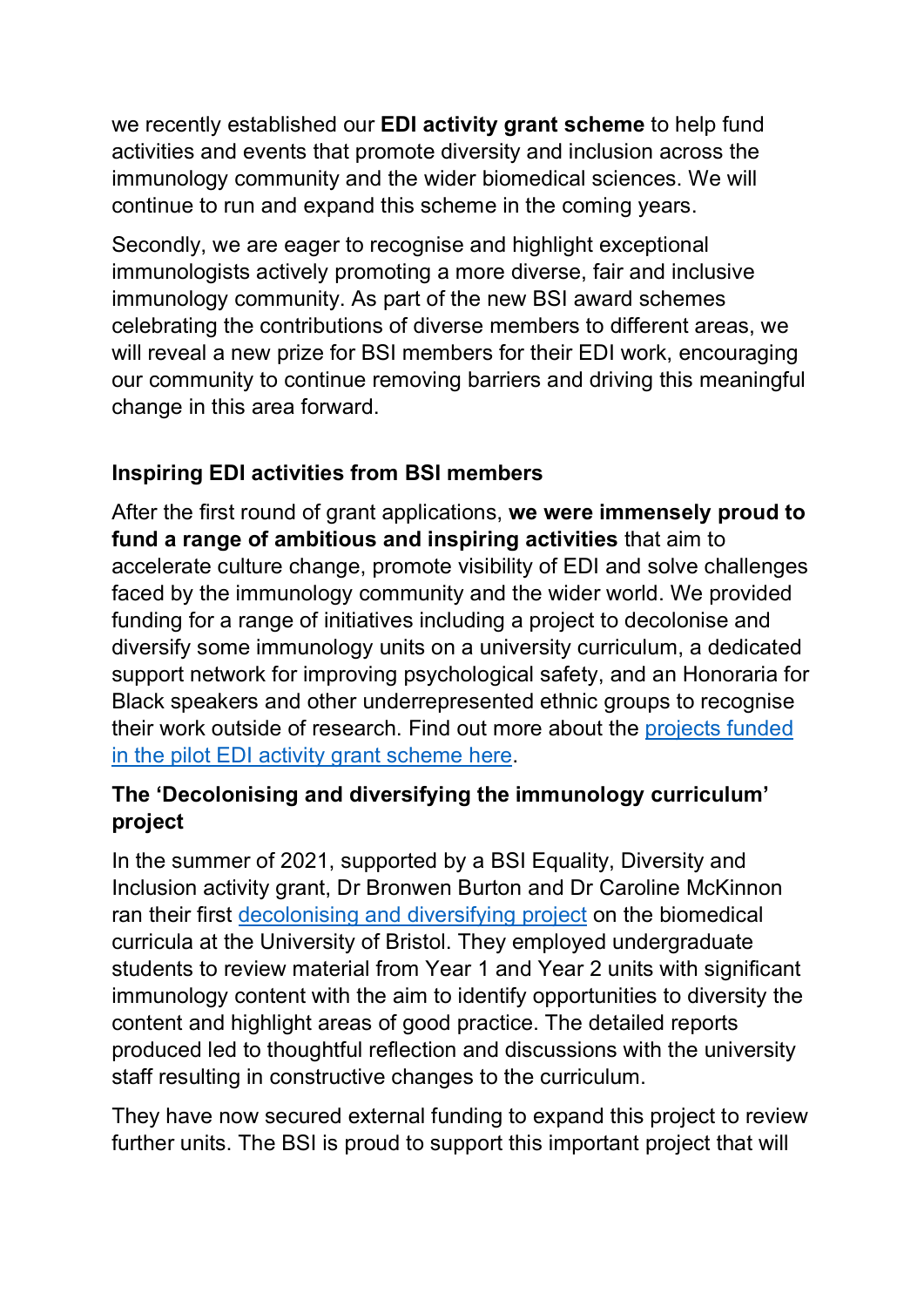we recently established our **EDI activity grant scheme** to help fund activities and events that promote diversity and inclusion across the immunology community and the wider biomedical sciences. We will continue to run and expand this scheme in the coming years.

Secondly, we are eager to recognise and highlight exceptional immunologists actively promoting a more diverse, fair and inclusive immunology community. As part of the new BSI award schemes celebrating the contributions of diverse members to different areas, we will reveal a new prize for BSI members for their EDI work, encouraging our community to continue removing barriers and driving this meaningful change in this area forward.

### Inspiring EDI activities from BSI members

After the first round of grant applications, **we were immensely proud to fund a range of ambitious and inspiring activities** that aim to accelerate culture change, promote visibility of EDI and solve challenges faced by the immunology community and the wider world. We provided funding for a range of initiatives including a project to decolonise and diversify some immunology units on a university curriculum, a dedicated support network for improving psychological safety, and an Honoraria for Black speakers and other underrepresented ethnic groups to recognise their work outside of research. Find out more about the [projects funded in the pilot EDI activity grant scheme here](#).

### The 'Decolonising and diversifying the immunology curriculum' project

In the summer of 2021, supported by a BSI Equality, Diversity and Inclusion activity grant, Dr Bronwen Burton and Dr Caroline McKinnon ran their first [decolonising and diversifying project](#) on the biomedical curricula at the University of Bristol. They employed undergraduate students to review material from Year 1 and Year 2 units with significant immunology content with the aim to identify opportunities to diversity the content and highlight areas of good practice. The detailed reports produced led to thoughtful reflection and discussions with the university staff resulting in constructive changes to the curriculum.

They have now secured external funding to expand this project to review further units. The BSI is proud to support this important project that will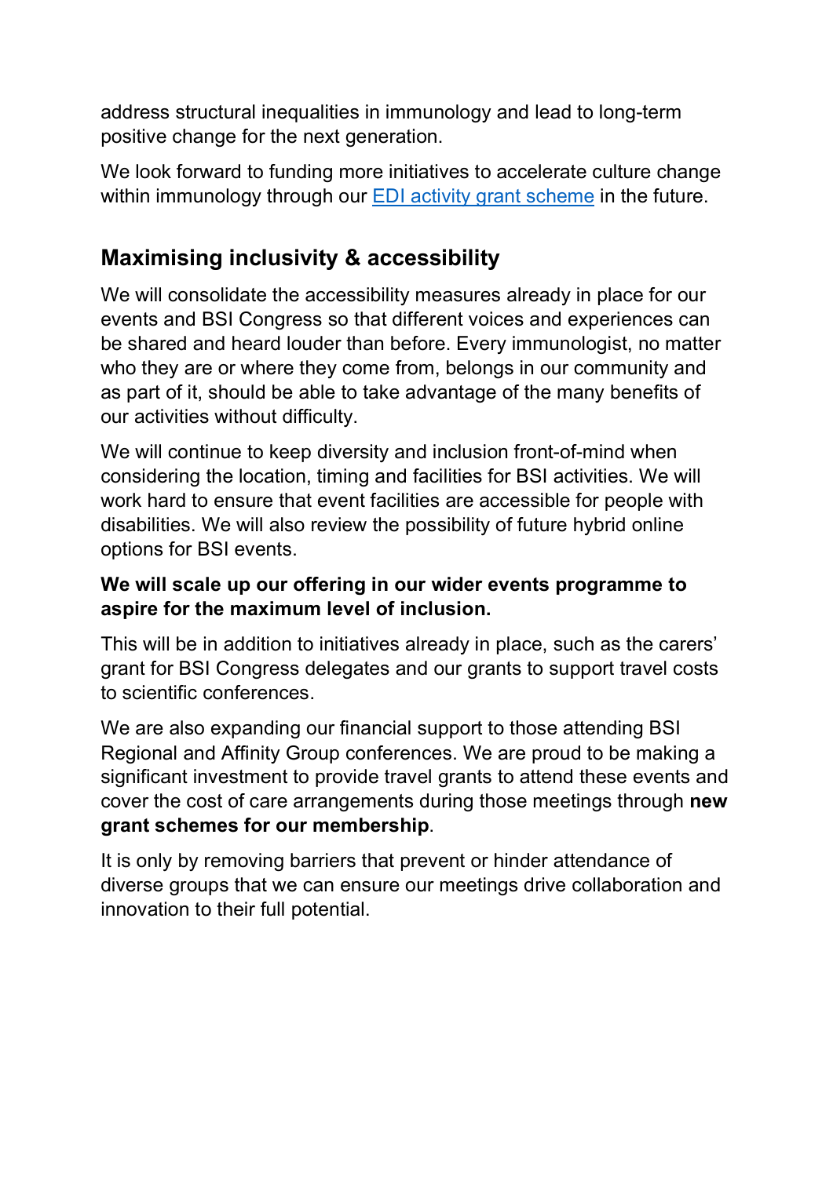address structural inequalities in immunology and lead to long-term positive change for the next generation.

We look forward to funding more initiatives to accelerate culture change within immunology through our EDI activity grant scheme in the future.

## Maximising inclusivity & accessibility

We will consolidate the accessibility measures already in place for our events and BSI Congress so that different voices and experiences can be shared and heard louder than before. Every immunologist, no matter who they are or where they come from, belongs in our community and as part of it, should be able to take advantage of the many benefits of our activities without difficulty.

We will continue to keep diversity and inclusion front-of-mind when considering the location, timing and facilities for BSI activities. We will work hard to ensure that event facilities are accessible for people with disabilities. We will also review the possibility of future hybrid online options for BSI events.

**We will scale up our offering in our wider events programme to aspire for the maximum level of inclusion.**

This will be in addition to initiatives already in place, such as the carers' grant for BSI Congress delegates and our grants to support travel costs to scientific conferences.

We are also expanding our financial support to those attending BSI Regional and Affinity Group conferences. We are proud to be making a significant investment to provide travel grants to attend these events and cover the cost of care arrangements during those meetings through **new grant schemes for our membership**.

It is only by removing barriers that prevent or hinder attendance of diverse groups that we can ensure our meetings drive collaboration and innovation to their full potential.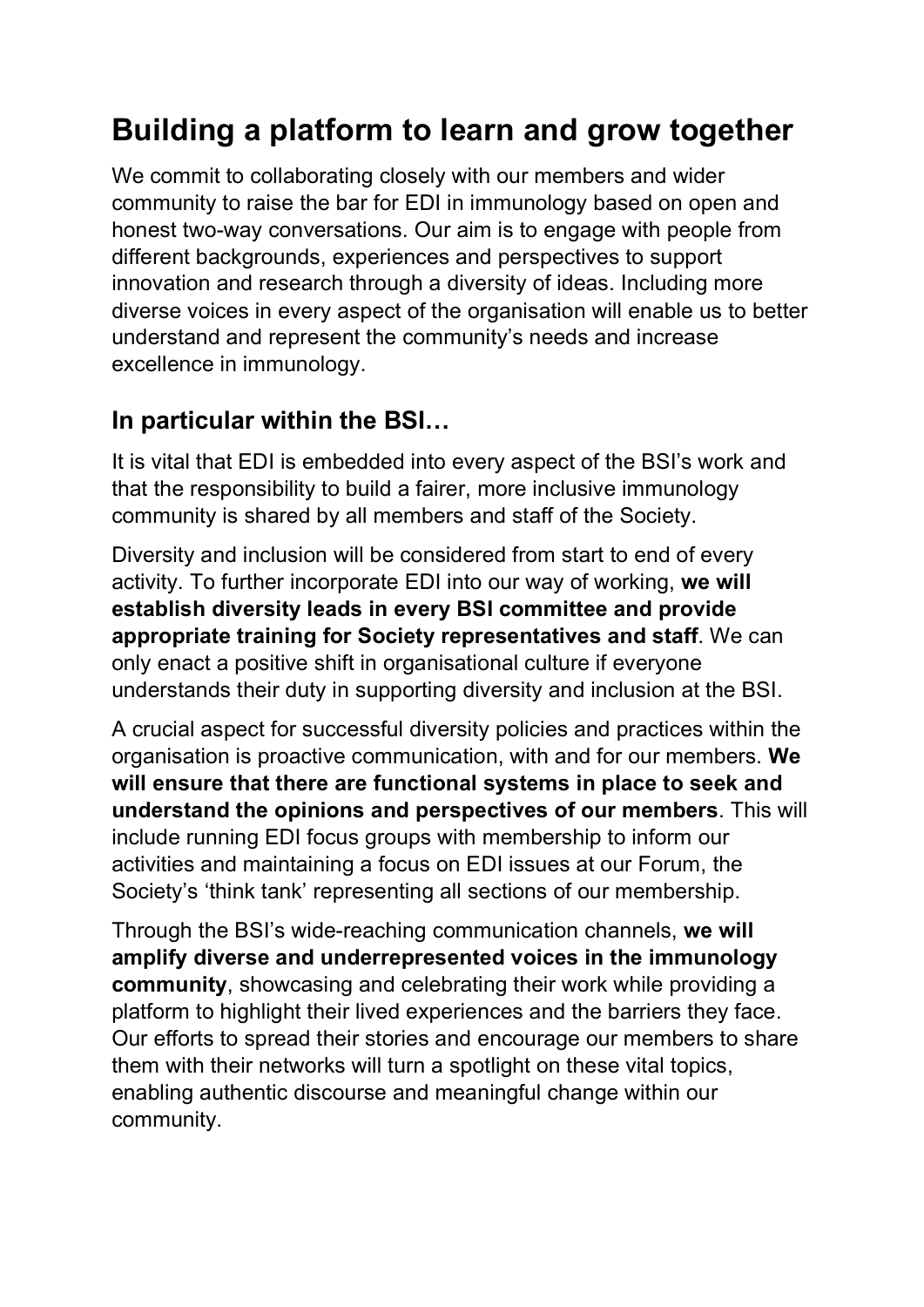# Building a platform to learn and grow together

We commit to collaborating closely with our members and wider community to raise the bar for EDI in immunology based on open and honest two-way conversations. Our aim is to engage with people from different backgrounds, experiences and perspectives to support innovation and research through a diversity of ideas. Including more diverse voices in every aspect of the organisation will enable us to better understand and represent the community's needs and increase excellence in immunology.

## In particular within the BSI…

It is vital that EDI is embedded into every aspect of the BSI's work and that the responsibility to build a fairer, more inclusive immunology community is shared by all members and staff of the Society.

Diversity and inclusion will be considered from start to end of every activity. To further incorporate EDI into our way of working, **we will establish diversity leads in every BSI committee and provide appropriate training for Society representatives and staff**. We can only enact a positive shift in organisational culture if everyone understands their duty in supporting diversity and inclusion at the BSI.

A crucial aspect for successful diversity policies and practices within the organisation is proactive communication, with and for our members. **We will ensure that there are functional systems in place to seek and understand the opinions and perspectives of our members**. This will include running EDI focus groups with membership to inform our activities and maintaining a focus on EDI issues at our Forum, the Society's 'think tank' representing all sections of our membership.

Through the BSI's wide-reaching communication channels, **we will amplify diverse and underrepresented voices in the immunology community**, showcasing and celebrating their work while providing a platform to highlight their lived experiences and the barriers they face. Our efforts to spread their stories and encourage our members to share them with their networks will turn a spotlight on these vital topics, enabling authentic discourse and meaningful change within our community.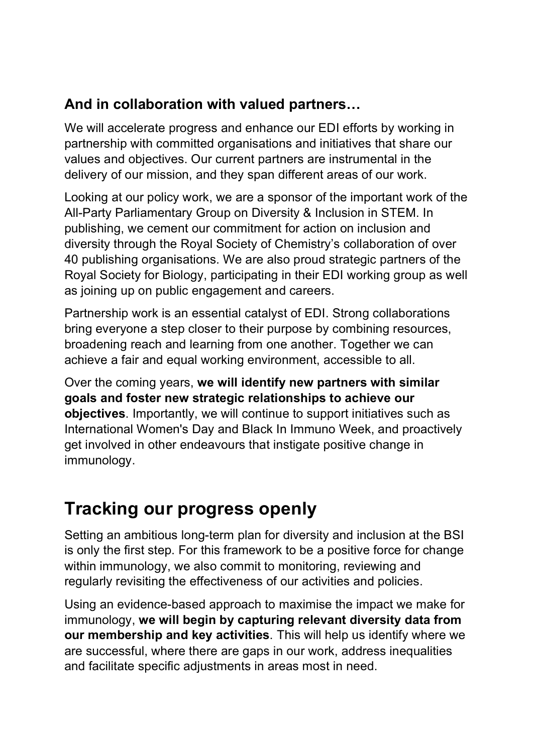### And in collaboration with valued partners…

We will accelerate progress and enhance our EDI efforts by working in partnership with committed organisations and initiatives that share our values and objectives. Our current partners are instrumental in the delivery of our mission, and they span different areas of our work.

Looking at our policy work, we are a sponsor of the important work of the All-Party Parliamentary Group on Diversity & Inclusion in STEM. In publishing, we cement our commitment for action on inclusion and diversity through the Royal Society of Chemistry's collaboration of over 40 publishing organisations. We are also proud strategic partners of the Royal Society for Biology, participating in their EDI working group as well as joining up on public engagement and careers.

Partnership work is an essential catalyst of EDI. Strong collaborations bring everyone a step closer to their purpose by combining resources, broadening reach and learning from one another. Together we can achieve a fair and equal working environment, accessible to all.

Over the coming years, **we will identify new partners with similar goals and foster new strategic relationships to achieve our objectives**. Importantly, we will continue to support initiatives such as International Women's Day and Black In Immuno Week, and proactively get involved in other endeavours that instigate positive change in immunology.

## Tracking our progress openly

Setting an ambitious long-term plan for diversity and inclusion at the BSI is only the first step. For this framework to be a positive force for change within immunology, we also commit to monitoring, reviewing and regularly revisiting the effectiveness of our activities and policies.

Using an evidence-based approach to maximise the impact we make for immunology, **we will begin by capturing relevant diversity data from our membership and key activities**. This will help us identify where we are successful, where there are gaps in our work, address inequalities and facilitate specific adjustments in areas most in need.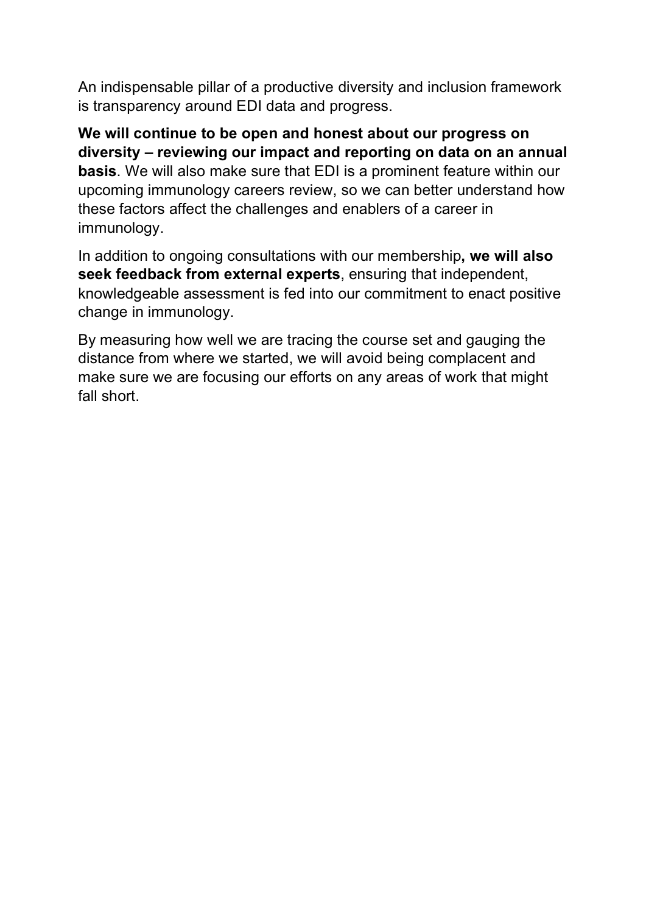An indispensable pillar of a productive diversity and inclusion framework is transparency around EDI data and progress.

**We will continue to be open and honest about our progress on diversity – reviewing our impact and reporting on data on an annual basis**. We will also make sure that EDI is a prominent feature within our upcoming immunology careers review, so we can better understand how these factors affect the challenges and enablers of a career in immunology.

In addition to ongoing consultations with our membership**, we will also seek feedback from external experts**, ensuring that independent, knowledgeable assessment is fed into our commitment to enact positive change in immunology.

By measuring how well we are tracing the course set and gauging the distance from where we started, we will avoid being complacent and make sure we are focusing our efforts on any areas of work that might fall short.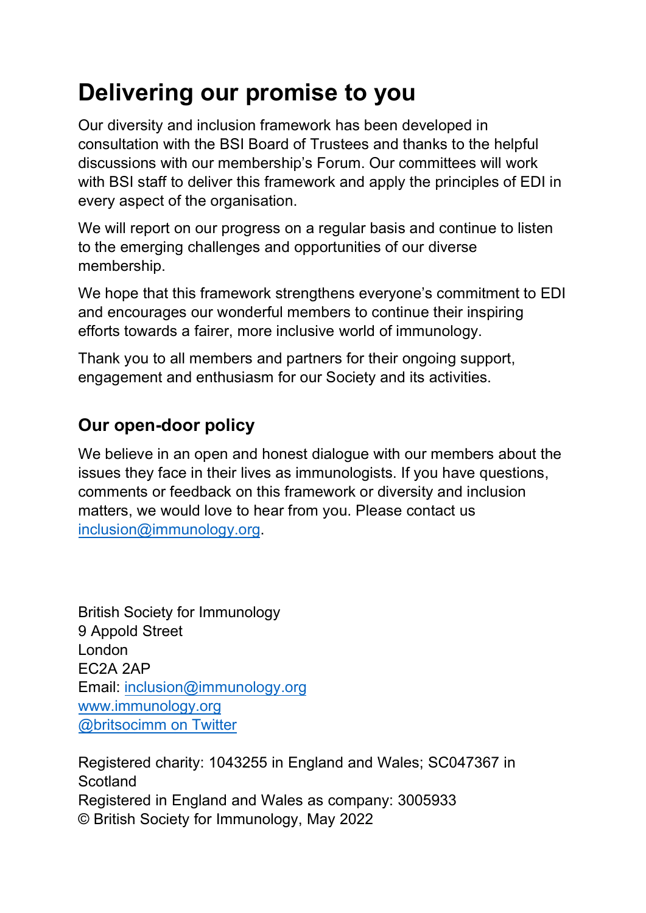# Delivering our promise to you

Our diversity and inclusion framework has been developed in consultation with the BSI Board of Trustees and thanks to the helpful discussions with our membership's Forum. Our committees will work with BSI staff to deliver this framework and apply the principles of EDI in every aspect of the organisation.

We will report on our progress on a regular basis and continue to listen to the emerging challenges and opportunities of our diverse membership.

We hope that this framework strengthens everyone's commitment to EDI and encourages our wonderful members to continue their inspiring efforts towards a fairer, more inclusive world of immunology.

Thank you to all members and partners for their ongoing support, engagement and enthusiasm for our Society and its activities.

## Our open-door policy

We believe in an open and honest dialogue with our members about the issues they face in their lives as immunologists. If you have questions, comments or feedback on this framework or diversity and inclusion matters, we would love to hear from you. Please contact us inclusion@immunology.org.

British Society for Immunology
9 Appold Street
London
EC2A 2AP
Email: inclusion@immunology.org
www.immunology.org
@britsocimm on Twitter

Registered charity: 1043255 in England and Wales; SC047367 in Scotland
Registered in England and Wales as company: 3005933
© British Society for Immunology, May 2022